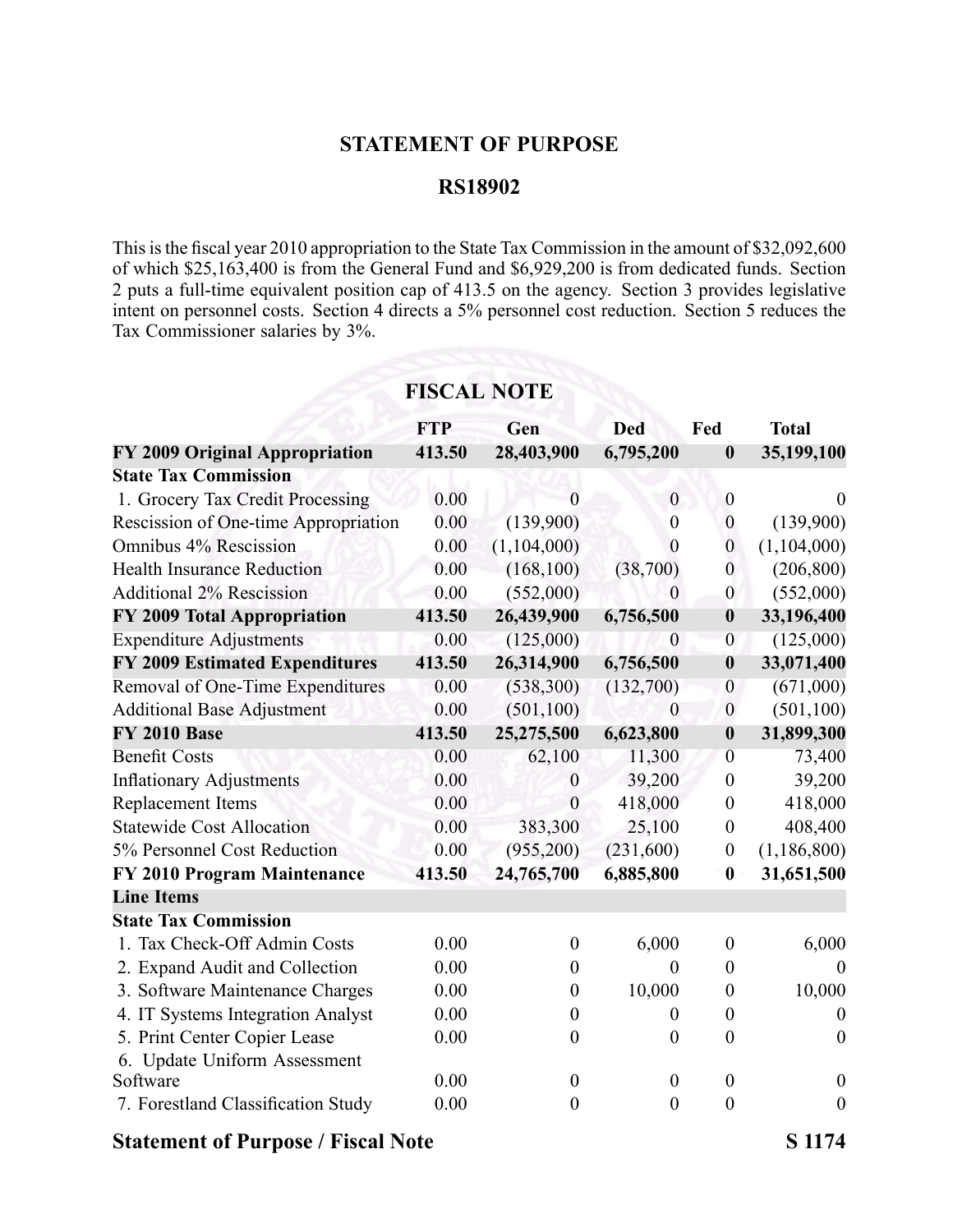## STATEMENT OF PURPOSE

## RS18902

This is the fiscal year 2010 appropriation to the State Tax Commission in the amount of $32,092,600 of which $25,163,400 is from the General Fund and $6,929,200 is from dedicated funds. Section 2 puts a full-time equivalent position cap of 413.5 on the agency. Section 3 provides legislative intent on personnel costs. Section 4 directs a 5% personnel cost reduction. Section 5 reduces the Tax Commissioner salaries by 3%.

## FISCAL NOTE

| | FTP | Gen | Ded | Fed | Total |
|---|---|---|---|---|---|
| **FY 2009 Original Appropriation** | **413.50** | **28,403,900** | **6,795,200** | **0** | **35,199,100** |
| **State Tax Commission** | | | | | |
| 1. Grocery Tax Credit Processing | 0.00 | 0 | 0 | 0 | 0 |
| Rescission of One-time Appropriation | 0.00 | (139,900) | 0 | 0 | (139,900) |
| Omnibus 4% Rescission | 0.00 | (1,104,000) | 0 | 0 | (1,104,000) |
| Health Insurance Reduction | 0.00 | (168,100) | (38,700) | 0 | (206,800) |
| Additional 2% Rescission | 0.00 | (552,000) | 0 | 0 | (552,000) |
| **FY 2009 Total Appropriation** | **413.50** | **26,439,900** | **6,756,500** | **0** | **33,196,400** |
| Expenditure Adjustments | 0.00 | (125,000) | 0 | 0 | (125,000) |
| **FY 2009 Estimated Expenditures** | **413.50** | **26,314,900** | **6,756,500** | **0** | **33,071,400** |
| Removal of One-Time Expenditures | 0.00 | (538,300) | (132,700) | 0 | (671,000) |
| Additional Base Adjustment | 0.00 | (501,100) | 0 | 0 | (501,100) |
| **FY 2010 Base** | **413.50** | **25,275,500** | **6,623,800** | **0** | **31,899,300** |
| Benefit Costs | 0.00 | 62,100 | 11,300 | 0 | 73,400 |
| Inflationary Adjustments | 0.00 | 0 | 39,200 | 0 | 39,200 |
| Replacement Items | 0.00 | 0 | 418,000 | 0 | 418,000 |
| Statewide Cost Allocation | 0.00 | 383,300 | 25,100 | 0 | 408,400 |
| 5% Personnel Cost Reduction | 0.00 | (955,200) | (231,600) | 0 | (1,186,800) |
| **FY 2010 Program Maintenance** | **413.50** | **24,765,700** | **6,885,800** | **0** | **31,651,500** |
| **Line Items** | | | | | |
| **State Tax Commission** | | | | | |
| 1. Tax Check-Off Admin Costs | 0.00 | 0 | 6,000 | 0 | 6,000 |
| 2. Expand Audit and Collection | 0.00 | 0 | 0 | 0 | 0 |
| 3. Software Maintenance Charges | 0.00 | 0 | 10,000 | 0 | 10,000 |
| 4. IT Systems Integration Analyst | 0.00 | 0 | 0 | 0 | 0 |
| 5. Print Center Copier Lease | 0.00 | 0 | 0 | 0 | 0 |
| 6. Update Uniform Assessment Software | 0.00 | 0 | 0 | 0 | 0 |
| 7. Forestland Classification Study | 0.00 | 0 | 0 | 0 | 0 |

**Statement of Purpose / Fiscal Note** **S 1174**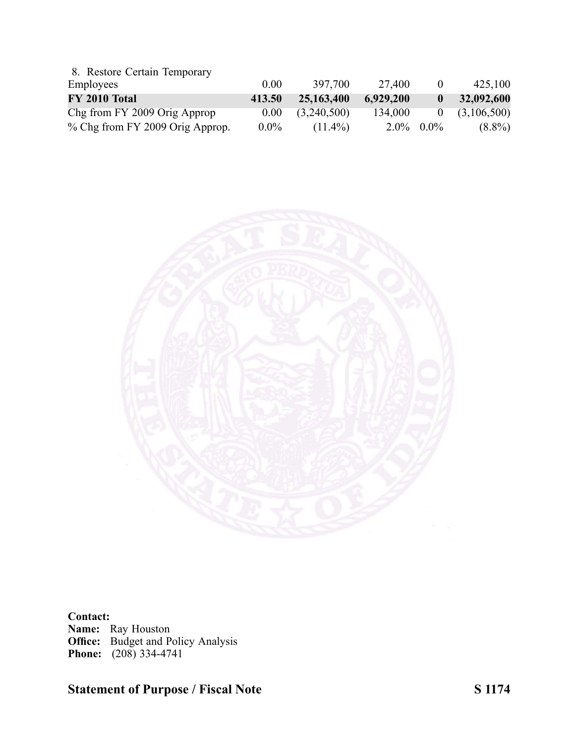| | | | | | |
|---|---|---|---|---|---|
| 8. Restore Certain Temporary Employees | 0.00 | 397,700 | 27,400 | 0 | 425,100 |
| **FY 2010 Total** | **413.50** | **25,163,400** | **6,929,200** | **0** | **32,092,600** |
| Chg from FY 2009 Orig Approp | 0.00 | (3,240,500) | 134,000 | 0 | (3,106,500) |
| % Chg from FY 2009 Orig Approp. | 0.0% | (11.4%) | 2.0% | 0.0% | (8.8%) |

**Contact:**
**Name:** Ray Houston
**Office:** Budget and Policy Analysis
**Phone:** (208) 334-4741

## Statement of Purpose / Fiscal Note S 1174